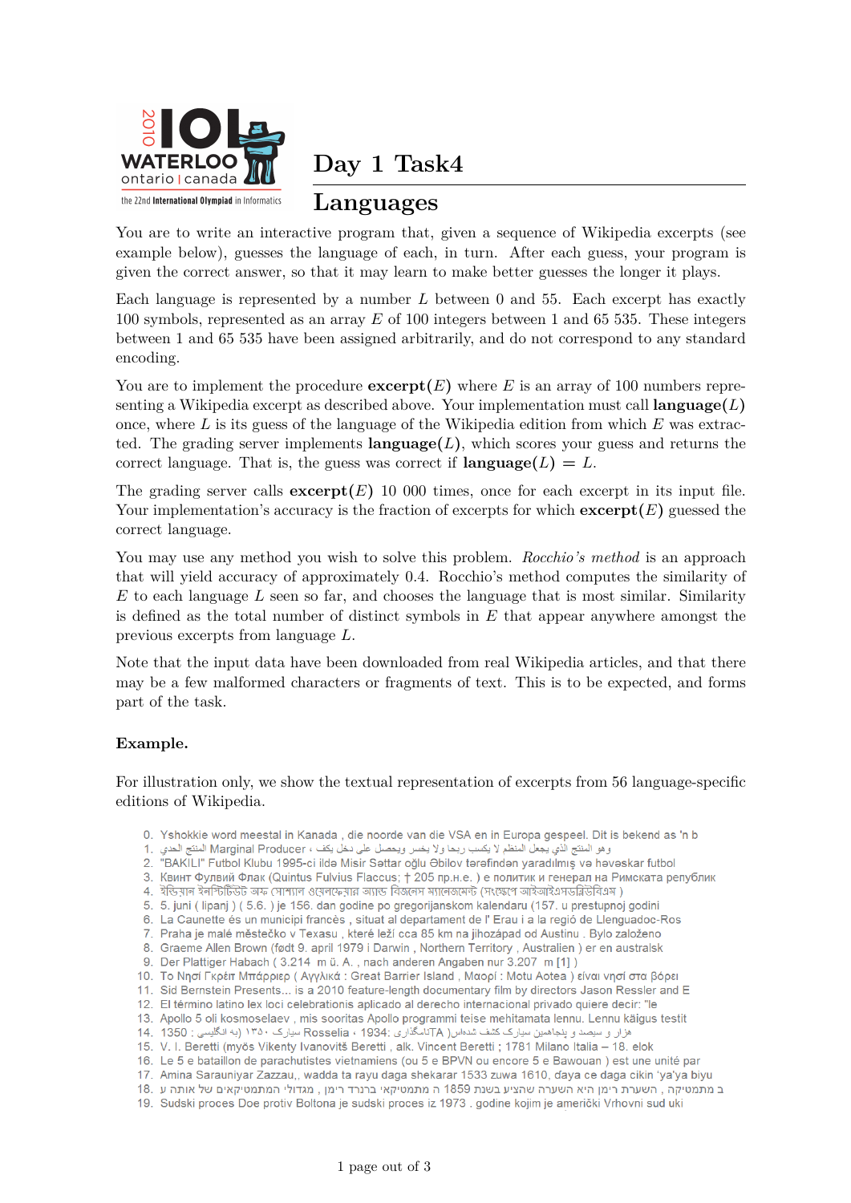# Day 1 Task4

## Languages

You are to write an interactive program that, given a sequence of Wikipedia excerpts (see example below), guesses the language of each, in turn. After each guess, your program is given the correct answer, so that it may learn to make better guesses the longer it plays.

Each language is represented by a number $L$ between 0 and 55. Each excerpt has exactly 100 symbols, represented as an array $E$ of 100 integers between 1 and 65 535. These integers between 1 and 65 535 have been assigned arbitrarily, and do not correspond to any standard encoding.

You are to implement the procedure **excerpt**($E$) where $E$ is an array of 100 numbers representing a Wikipedia excerpt as described above. Your implementation must call **language**($L$) once, where $L$ is its guess of the language of the Wikipedia edition from which $E$ was extracted. The grading server implements **language**($L$), which scores your guess and returns the correct language. That is, the guess was correct if **language**($L$) $= L$.

The grading server calls **excerpt**($E$) 10 000 times, once for each excerpt in its input file. Your implementation's accuracy is the fraction of excerpts for which **excerpt**($E$) guessed the correct language.

You may use any method you wish to solve this problem. *Rocchio's method* is an approach that will yield accuracy of approximately 0.4. Rocchio's method computes the similarity of $E$ to each language $L$ seen so far, and chooses the language that is most similar. Similarity is defined as the total number of distinct symbols in $E$ that appear anywhere amongst the previous excerpts from language $L$.

Note that the input data have been downloaded from real Wikipedia articles, and that there may be a few malformed characters or fragments of text. This is to be expected, and forms part of the task.

**Example.**

For illustration only, we show the textual representation of excerpts from 56 language-specific editions of Wikipedia.

0. Yshokkie word meestal in Kanada , die noorde van die VSA en in Europa gespeel. Dit is bekend as 'n b
1. وهو المنتج الذي يجعل المنظم لا يكسب ربحا ولا يخسر ويحصل على دخل يكفي ، Marginal Producer المنتج الحدي
2. "BAKILI" Futbol Klubu 1995-ci ildə Misir Səttar oğlu Əbilov tərəfindən yaradılmış və həvəskar futbol
3. Квинт Фулвий Флак (Quintus Fulvius Flaccus; † 205 пр.н.е. ) е политик и генерал на Римската република
4. ইন্ডিয়ান ইনস্টিটিউট অফ সোশ্যাল ওয়েলফেয়ার অ্যান্ড বিজনেস ম্যানেজমেন্ট (সংক্ষেপে আইআইএসডব্লিউবিএম )
5. 5. juni ( lipanj ) ( 5.6. ) je 156. dan godine po gregorijanskom kalendaru (157. u prestupnoj godini
6. La Caunette és un municipi francès , situat al departament de l' Erau i a la regió de Llenguadoc-Ros
7. Praha je malé městečko v Texasu , které leží cca 85 km na jihozápad od Austinu . Bylo založeno
8. Graeme Allen Brown (født 9. april 1979 i Darwin , Northern Territory , Australien ) er en australsk
9. Der Plattiger Habach ( 3.214 m ü. A. , nach anderen Angaben nur 3.207 m [1] )
10. Το Νησί Γκρέιτ Μπάρριερ ( Αγγλικά : Great Barrier Island , Μαορί : Motu Aotea ) είναι νησί στα βόρει
11. Sid Bernstein Presents... is a 2010 feature-length documentary film by directors Jason Ressler and E
12. El término latino lex loci celebrationis aplicado al derecho internacional privado quiere decir: "le
13. Apollo 5 oli kosmoselaev , mis sooritas Apollo programmi teise mehitamata lennu. Lennu käigus testit
14. هزار و سیصد و پنجاهمین سیارک کشف شده‌است )TAانگلیسی: 1934 ، Rosselia سیارک ۱۳۵۰ (به انگلیسی : 1350
15. V. I. Beretti (myös Vikenty Ivanovitš Beretti , alk. Vincent Beretti ; 1781 Milano Italia – 18. elok
16. Le 5 e bataillon de parachutistes vietnamiens (ou 5 e BPVN ou encore 5 e Bawouan ) est une unité par
17. Amina Sarauniyar Zazzau,. wadda ta rayu daga shekarar 1533 zuwa 1610, daya ce daga cikin 'ya'ya biyu
18. ב מתמטיקה , השערת רימן היא השערה שהציע בשנת 1859 ה מתמטיקאי ברנרד רימן , מגדולי המתמטיקאים של אותה ע
19. Sudski proces Doe protiv Boltona je sudski proces iz 1973 . godine kojim je američki Vrhovni sud uki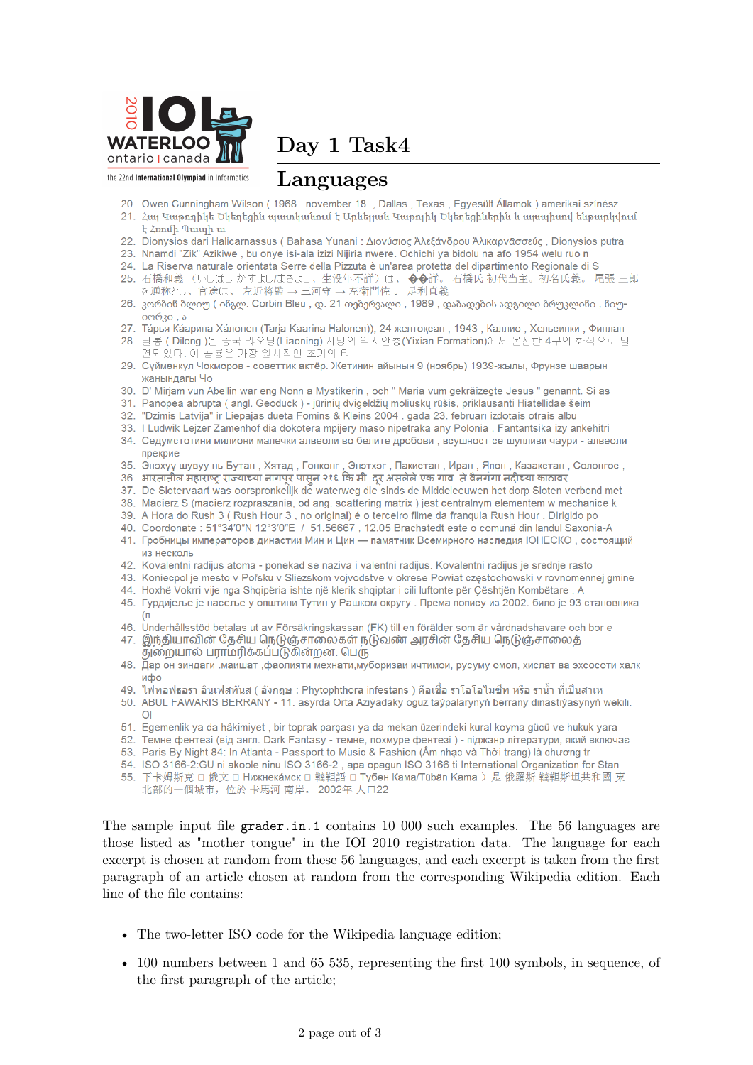# Day 1 Task4

# Languages

20. Owen Cunningham Wilson ( 1968 . november 18. , Dallas , Texas , Egyesült Államok ) amerikai színész
21. Հայ Կաթողիկե Եկեղեցին պատմականում է Արևելյան Կաթոլիկ Եկեղեցիներին և այսպիսով ենթարկվում է Հռոմի Պապին ա
22. Dionysios dari Halicarnassus ( Bahasa Yunani : Διονύσιος Ἀλεξάνδρου Ἁλικαρνασσεύς , Dionysios putra
23. Nnamdi "Zik" Azikiwe , bu onye isi-ala izizi Nijiria nwere. Ochichi ya bidolu na afo 1954 welu ruo n
24. La Riserva naturale orientata Serre della Pizzuta è un'area protetta del dipartimento Regionale di S
25. 石橋和義 （いしばし かずよし/まさよし、生没年不詳）は、 ��詳。 石橋氏 初代当主。初名氏義。 尾張 三郎を通称とし、官途は、 左近将監 → 三河守 → 左衛門佐 。 足利直義
26. კორბინ ბლიუ ( ინგლ. Corbin Bleu ; დ. 21 თებერვალი , 1989 , დაბადების ადგილი ბრუკლინი , ნიუ-იორკი , ა
27. Тáрья Кáарина Хáлонен (Tarja Kaarina Halonen)); 24 желтоқсан , 1943 , Каллио , Хельсинки , Финлан
28. 딜롱 ( Dilong )은 중국 랴오닝(Liaoning) 지방의 익시안층(Yixian Formation)에서 온전한 4구의 화석으로 발견되었다. 이 공룡은 가장 원시적인 초기의 티
29. Суйменкул Чокморов - советтик актёр. Жетинин айынын 9 (ноябрь) 1939-жылы, Фрунзе шаарын жанындагы Чо
30. D' Mirjam vun Abellin war eng Nonn a Mystikerin , och " Maria vum gekräizegte Jesus " genannt. Si as
31. Panopea abrupta ( angl. Geoduck ) - jūrinių dvigeldžių moliuskų rūšis, priklausanti Hiatellidae šeim
32. "Dzimis Latvijā" ir Liepājas dueta Fomins & Kleins 2004 . gada 23. februārī izdotais otrais albu
33. I Ludwik Lejzer Zamenhof dia dokotera mpijery maso nipetraka any Polonia . Fantantsika izy ankehitri
34. Седумстотини милиони малечки алвеоли во белите дробови , всушност се шупливи чаури - алвеоли прекрие
35. Энэхүү шувуу нь Бутан , Хятад , Гонконг , Энэтхэг , Пакистан , Иран , Япон , Казакстан , Солонгос ,
36. भारतातील महाराष्ट्र राज्याच्या नागपूर पासून २१६ कि.मी. दूर असलेले एक गाव. ते वैनगंगा नदीच्या काठावर
37. De Slotervaart was oorspronkelijk de waterweg die sinds de Middeleeuwen het dorp Sloten verbond met
38. Macierz S (macierz rozpraszania, od ang. scattering matrix ) jest centralnym elementem w mechanice k
39. A Hora do Rush 3 ( Rush Hour 3 , no original) é o terceiro filme da franquia Rush Hour . Dirigido po
40. Coordonate : 51°34′0″N 12°3′0″E / 51.56667 , 12.05 Brachstedt este o comună din landul Saxonia-A
41. Гробницы императоров династии Мин и Цин — памятник Всемирного наследия ЮНЕСКО , состоящий из несколь
42. Kovalentni radijus atoma - ponekad se naziva i valentni radijus. Kovalentni radijus je srednje rasto
43. Koniecpol je mesto v Poľsku v Sliezskom vojvodstve v okrese Powiat częstochowski v rovnomennej gmine
44. Hoxhë Vokrri vije nga Shqipëria ishte një klerik shqiptar i cili luftonte për Çështjën Kombëtare . A
45. Гурдијеље је насеље у општини Тутин у Рашком округу . Према попису из 2002. било је 93 становника (п
46. Underhållsstöd betalas ut av Försäkringskassan (FK) till en förälder som är vårdnadshavare och bor e
47. இந்தியாவின் தேசிய நெடுஞ்சாலைகள் நடுவண் அரசின் தேசிய நெடுஞ்சாலைத் துறையால் பராமரிக்கப்படுகின்றன. பெரு
48. Дар он зиндагӣ ,машат ,фаолияти мехнати,мубоpизаи ичтимои, русуму омол, хислат ва эхсосоти халк ифо
49. ไฟทอฟธอรา อินเฟสทันส ( อังกฤษ : Phytophthora infestans ) คือเชื้อ ราโอโอไมซีท หรือ ราน้ำ ที่เป็นสาเห
50. ABUL FAWARIS BERRANY - 11. asyrda Orta Aziýadaky oguz taýpalarynyň berrany dinastiýasynyň wekili. Ol
51. Egemenlik ya da hâkimiyet , bir toprak parçası ya da mekan üzerindeki kural koyma gücü ve hukuk yara
52. Темне фентезі (від англ. Dark Fantasy - темне, похмуре фентезі ) - піджанр літератури, який включає
53. Paris By Night 84: In Atlanta - Passport to Music & Fashion (Âm nhạc và Thời trang) là chương tr
54. ISO 3166-2:GU ni akoole ninu ISO 3166-2 , apa opagun ISO 3166 ti International Organization for Stan
55. 下卡姆斯克 □ 俄文 □ Нижнекамск □ 韃靼語 □ Түбән Кама/Tübän Kama ）是 俄羅斯 韃靼斯坦共和國 東北部的一個城市，位於 卡馬河 南岸。 2002年 人口22

The sample input file **grader.in.1** contains 10 000 such examples. The 56 languages are those listed as "mother tongue" in the IOI 2010 registration data. The language for each excerpt is chosen at random from these 56 languages, and each excerpt is taken from the first paragraph of an article chosen at random from the corresponding Wikipedia edition. Each line of the file contains:

- The two-letter ISO code for the Wikipedia language edition;
- 100 numbers between 1 and 65 535, representing the first 100 symbols, in sequence, of the first paragraph of the article;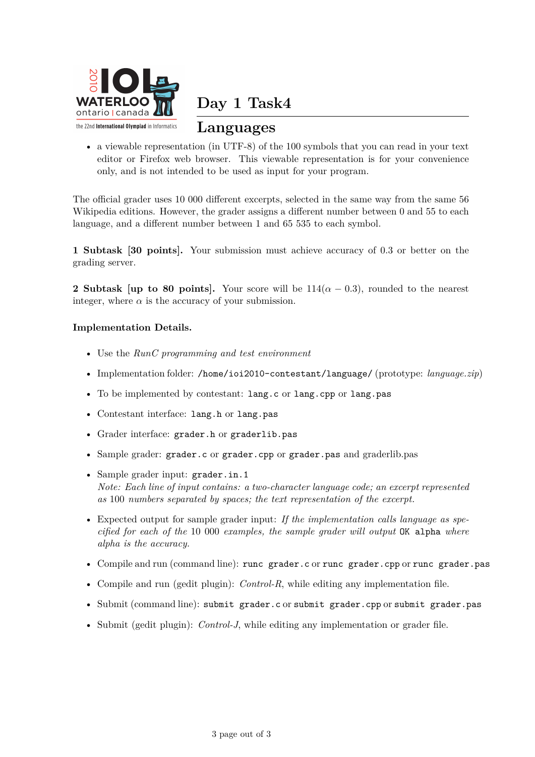# Day 1 Task4

## Languages

- a viewable representation (in UTF-8) of the 100 symbols that you can read in your text editor or Firefox web browser. This viewable representation is for your convenience only, and is not intended to be used as input for your program.

The official grader uses 10 000 different excerpts, selected in the same way from the same 56 Wikipedia editions. However, the grader assigns a different number between 0 and 55 to each language, and a different number between 1 and 65 535 to each symbol.

**1 Subtask [30 points].** Your submission must achieve accuracy of 0.3 or better on the grading server.

**2 Subtask [up to 80 points].** Your score will be $114(\alpha - 0.3)$, rounded to the nearest integer, where $\alpha$ is the accuracy of your submission.

**Implementation Details.**

- Use the *RunC programming and test environment*
- Implementation folder: `/home/ioi2010-contestant/language/` (prototype: *language.zip*)
- To be implemented by contestant: `lang.c` or `lang.cpp` or `lang.pas`
- Contestant interface: `lang.h` or `lang.pas`
- Grader interface: `grader.h` or `graderlib.pas`
- Sample grader: `grader.c` or `grader.cpp` or `grader.pas` and graderlib.pas
- Sample grader input: `grader.in.1`
  *Note: Each line of input contains: a two-character language code; an excerpt represented as 100 numbers separated by spaces; the text representation of the excerpt.*
- Expected output for sample grader input: *If the implementation calls language as specified for each of the 10 000 examples, the sample grader will output* `OK alpha` *where alpha is the accuracy.*
- Compile and run (command line): `runc grader.c` or `runc grader.cpp` or `runc grader.pas`
- Compile and run (gedit plugin): *Control-R*, while editing any implementation file.
- Submit (command line): `submit grader.c` or `submit grader.cpp` or `submit grader.pas`
- Submit (gedit plugin): *Control-J*, while editing any implementation or grader file.